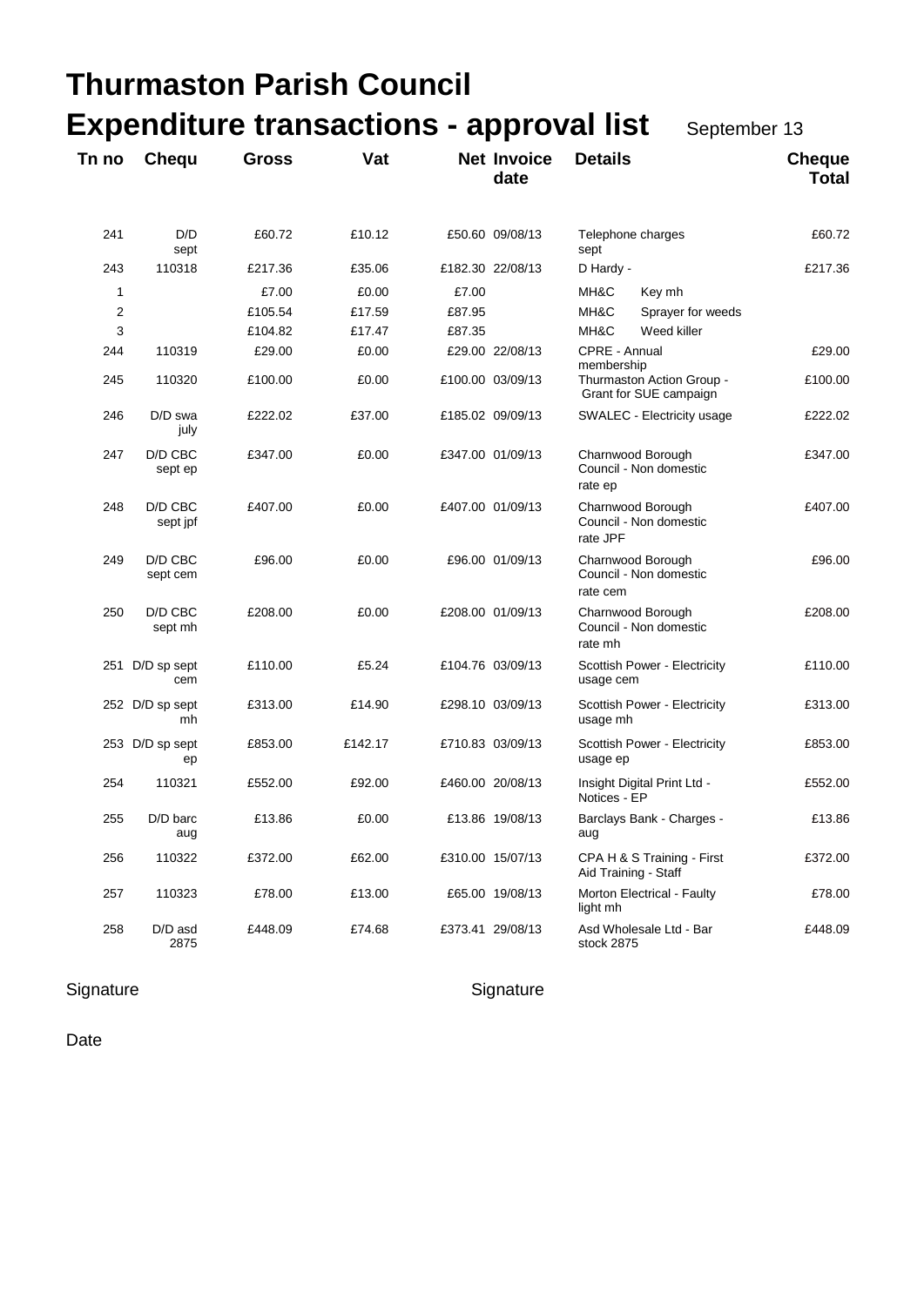# Thurmaston Parish Council

## Expenditure transactions - approval list

September 13

| Tn no | Chequ | Gross | Vat | Net | Invoice date | Details | | Cheque Total |
|---|---|---|---|---|---|---|---|---|
| 241 | D/D sept | £60.72 | £10.12 | £50.60 | 09/08/13 | Telephone charges sept | | £60.72 |
| 243 | 110318 | £217.36 | £35.06 | £182.30 | 22/08/13 | D Hardy - | | £217.36 |
| 1 | | £7.00 | £0.00 | £7.00 | | MH&C | Key mh | |
| 2 | | £105.54 | £17.59 | £87.95 | | MH&C | Sprayer for weeds | |
| 3 | | £104.82 | £17.47 | £87.35 | | MH&C | Weed killer | |
| 244 | 110319 | £29.00 | £0.00 | £29.00 | 22/08/13 | CPRE - Annual membership | | £29.00 |
| 245 | 110320 | £100.00 | £0.00 | £100.00 | 03/09/13 | Thurmaston Action Group - Grant for SUE campaign | | £100.00 |
| 246 | D/D swa july | £222.02 | £37.00 | £185.02 | 09/09/13 | SWALEC - Electricity usage | | £222.02 |
| 247 | D/D CBC sept ep | £347.00 | £0.00 | £347.00 | 01/09/13 | Charnwood Borough Council - Non domestic rate ep | | £347.00 |
| 248 | D/D CBC sept jpf | £407.00 | £0.00 | £407.00 | 01/09/13 | Charnwood Borough Council - Non domestic rate JPF | | £407.00 |
| 249 | D/D CBC sept cem | £96.00 | £0.00 | £96.00 | 01/09/13 | Charnwood Borough Council - Non domestic rate cem | | £96.00 |
| 250 | D/D CBC sept mh | £208.00 | £0.00 | £208.00 | 01/09/13 | Charnwood Borough Council - Non domestic rate mh | | £208.00 |
| 251 | D/D sp sept cem | £110.00 | £5.24 | £104.76 | 03/09/13 | Scottish Power - Electricity usage cem | | £110.00 |
| 252 | D/D sp sept mh | £313.00 | £14.90 | £298.10 | 03/09/13 | Scottish Power - Electricity usage mh | | £313.00 |
| 253 | D/D sp sept ep | £853.00 | £142.17 | £710.83 | 03/09/13 | Scottish Power - Electricity usage ep | | £853.00 |
| 254 | 110321 | £552.00 | £92.00 | £460.00 | 20/08/13 | Insight Digital Print Ltd - Notices - EP | | £552.00 |
| 255 | D/D barc aug | £13.86 | £0.00 | £13.86 | 19/08/13 | Barclays Bank - Charges - aug | | £13.86 |
| 256 | 110322 | £372.00 | £62.00 | £310.00 | 15/07/13 | CPA H & S Training - First Aid Training - Staff | | £372.00 |
| 257 | 110323 | £78.00 | £13.00 | £65.00 | 19/08/13 | Morton Electrical - Faulty light mh | | £78.00 |
| 258 | D/D asd 2875 | £448.09 | £74.68 | £373.41 | 29/08/13 | Asd Wholesale Ltd - Bar stock 2875 | | £448.09 |

Signature

Signature

Date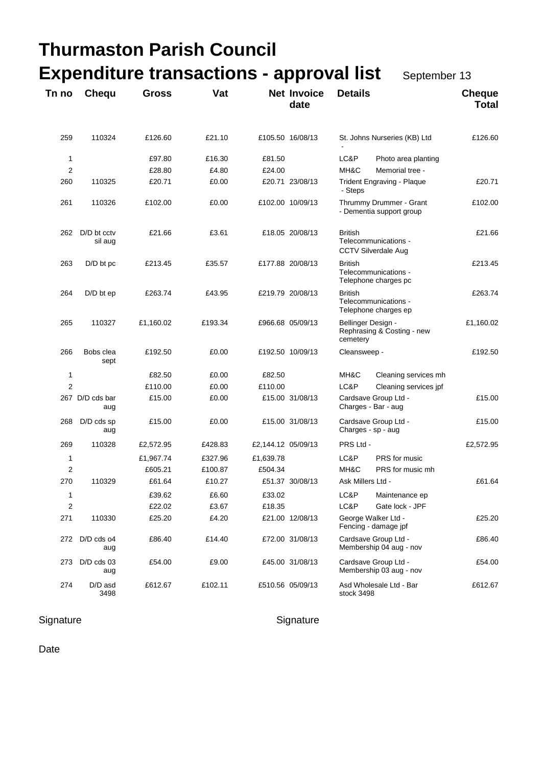# Thurmaston Parish Council

## Expenditure transactions - approval list

September 13

| Tn no | Chequ | Gross | Vat | Net | Invoice date | Details | | Cheque Total |
|---|---|---|---|---|---|---|---|---|
| 259 | 110324 | £126.60 | £21.10 | £105.50 | 16/08/13 | St. Johns Nurseries (KB) Ltd - | | £126.60 |
| 1 | | £97.80 | £16.30 | £81.50 | | LC&P | Photo area planting | |
| 2 | | £28.80 | £4.80 | £24.00 | | MH&C | Memorial tree - | |
| 260 | 110325 | £20.71 | £0.00 | £20.71 | 23/08/13 | Trident Engraving - Plaque - Steps | | £20.71 |
| 261 | 110326 | £102.00 | £0.00 | £102.00 | 10/09/13 | Thrummy Drummer - Grant - Dementia support group | | £102.00 |
| 262 | D/D bt cctv sil aug | £21.66 | £3.61 | £18.05 | 20/08/13 | British Telecommunications - CCTV Silverdale Aug | | £21.66 |
| 263 | D/D bt pc | £213.45 | £35.57 | £177.88 | 20/08/13 | British Telecommunications - Telephone charges pc | | £213.45 |
| 264 | D/D bt ep | £263.74 | £43.95 | £219.79 | 20/08/13 | British Telecommunications - Telephone charges ep | | £263.74 |
| 265 | 110327 | £1,160.02 | £193.34 | £966.68 | 05/09/13 | Bellinger Design - Rephrasing & Costing - new cemetery | | £1,160.02 |
| 266 | Bobs clea sept | £192.50 | £0.00 | £192.50 | 10/09/13 | Cleansweep - | | £192.50 |
| 1 | | £82.50 | £0.00 | £82.50 | | MH&C | Cleaning services mh | |
| 2 | | £110.00 | £0.00 | £110.00 | | LC&P | Cleaning services jpf | |
| 267 | D/D cds bar aug | £15.00 | £0.00 | £15.00 | 31/08/13 | Cardsave Group Ltd - Charges - Bar - aug | | £15.00 |
| 268 | D/D cds sp aug | £15.00 | £0.00 | £15.00 | 31/08/13 | Cardsave Group Ltd - Charges - sp - aug | | £15.00 |
| 269 | 110328 | £2,572.95 | £428.83 | £2,144.12 | 05/09/13 | PRS Ltd - | | £2,572.95 |
| 1 | | £1,967.74 | £327.96 | £1,639.78 | | LC&P | PRS for music | |
| 2 | | £605.21 | £100.87 | £504.34 | | MH&C | PRS for music mh | |
| 270 | 110329 | £61.64 | £10.27 | £51.37 | 30/08/13 | Ask Millers Ltd - | | £61.64 |
| 1 | | £39.62 | £6.60 | £33.02 | | LC&P | Maintenance ep | |
| 2 | | £22.02 | £3.67 | £18.35 | | LC&P | Gate lock - JPF | |
| 271 | 110330 | £25.20 | £4.20 | £21.00 | 12/08/13 | George Walker Ltd - Fencing - damage jpf | | £25.20 |
| 272 | D/D cds o4 aug | £86.40 | £14.40 | £72.00 | 31/08/13 | Cardsave Group Ltd - Membership 04 aug - nov | | £86.40 |
| 273 | D/D cds 03 aug | £54.00 | £9.00 | £45.00 | 31/08/13 | Cardsave Group Ltd - Membership 03 aug - nov | | £54.00 |
| 274 | D/D asd 3498 | £612.67 | £102.11 | £510.56 | 05/09/13 | Asd Wholesale Ltd - Bar stock 3498 | | £612.67 |

Signature

Signature

Date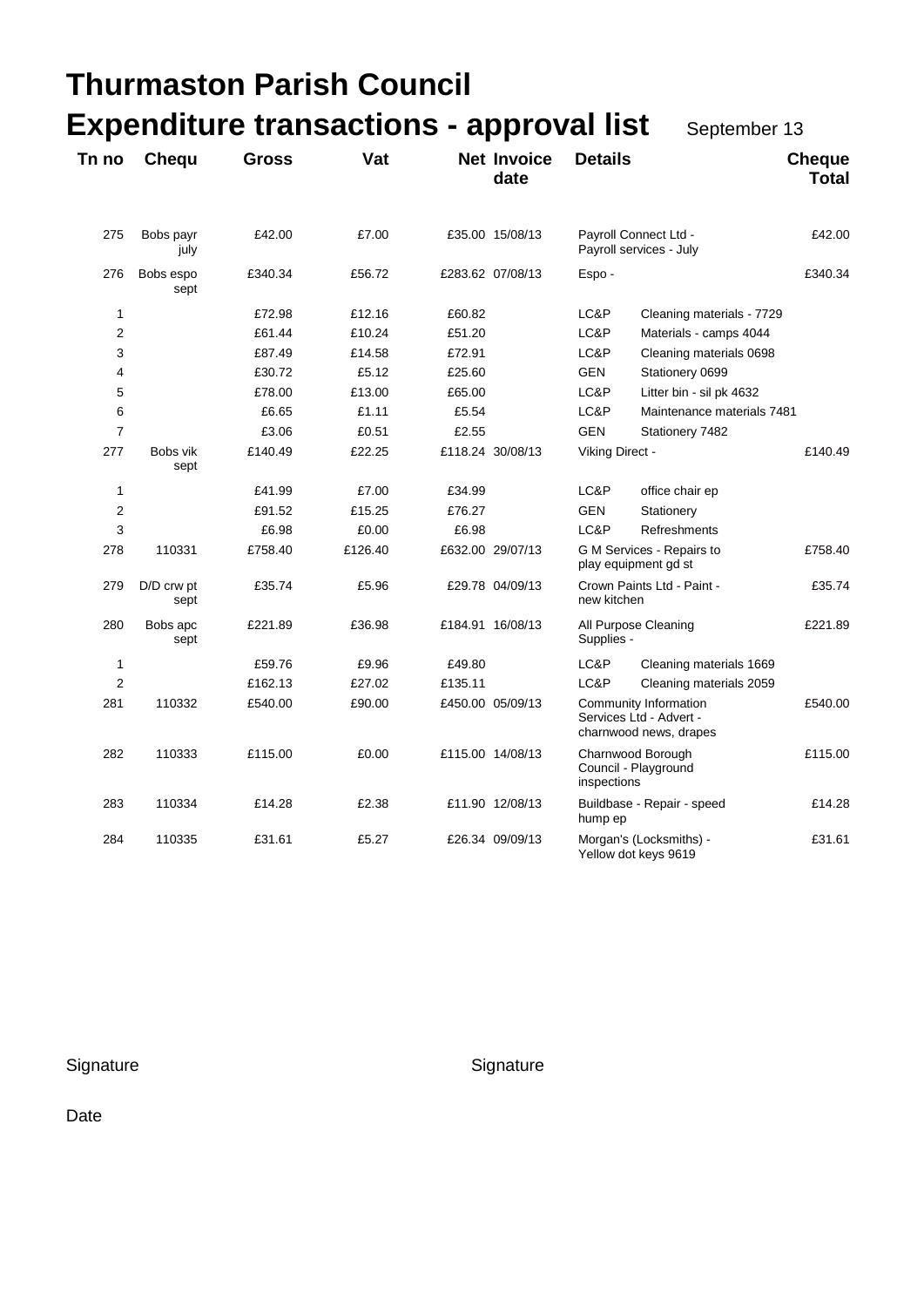# Thurmaston Parish Council

## Expenditure transactions - approval list

September 13

| Tn no | Chequ | Gross | Vat | Net | Invoice date | Details | | Cheque Total |
|---|---|---|---|---|---|---|---|---|
| 275 | Bobs payr july | £42.00 | £7.00 | £35.00 | 15/08/13 | Payroll Connect Ltd - Payroll services - July | | £42.00 |
| 276 | Bobs espo sept | £340.34 | £56.72 | £283.62 | 07/08/13 | Espo - | | £340.34 |
| 1 | | £72.98 | £12.16 | £60.82 | | LC&P | Cleaning materials - 7729 | |
| 2 | | £61.44 | £10.24 | £51.20 | | LC&P | Materials - camps 4044 | |
| 3 | | £87.49 | £14.58 | £72.91 | | LC&P | Cleaning materials 0698 | |
| 4 | | £30.72 | £5.12 | £25.60 | | GEN | Stationery 0699 | |
| 5 | | £78.00 | £13.00 | £65.00 | | LC&P | Litter bin - sil pk 4632 | |
| 6 | | £6.65 | £1.11 | £5.54 | | LC&P | Maintenance materials 7481 | |
| 7 | | £3.06 | £0.51 | £2.55 | | GEN | Stationery 7482 | |
| 277 | Bobs vik sept | £140.49 | £22.25 | £118.24 | 30/08/13 | Viking Direct - | | £140.49 |
| 1 | | £41.99 | £7.00 | £34.99 | | LC&P | office chair ep | |
| 2 | | £91.52 | £15.25 | £76.27 | | GEN | Stationery | |
| 3 | | £6.98 | £0.00 | £6.98 | | LC&P | Refreshments | |
| 278 | 110331 | £758.40 | £126.40 | £632.00 | 29/07/13 | G M Services - Repairs to play equipment gd st | | £758.40 |
| 279 | D/D crw pt sept | £35.74 | £5.96 | £29.78 | 04/09/13 | Crown Paints Ltd - Paint - new kitchen | | £35.74 |
| 280 | Bobs apc sept | £221.89 | £36.98 | £184.91 | 16/08/13 | All Purpose Cleaning Supplies - | | £221.89 |
| 1 | | £59.76 | £9.96 | £49.80 | | LC&P | Cleaning materials 1669 | |
| 2 | | £162.13 | £27.02 | £135.11 | | LC&P | Cleaning materials 2059 | |
| 281 | 110332 | £540.00 | £90.00 | £450.00 | 05/09/13 | Community Information Services Ltd - Advert - charnwood news, drapes | | £540.00 |
| 282 | 110333 | £115.00 | £0.00 | £115.00 | 14/08/13 | Charnwood Borough Council - Playground inspections | | £115.00 |
| 283 | 110334 | £14.28 | £2.38 | £11.90 | 12/08/13 | Buildbase - Repair - speed hump ep | | £14.28 |
| 284 | 110335 | £31.61 | £5.27 | £26.34 | 09/09/13 | Morgan's (Locksmiths) - Yellow dot keys 9619 | | £31.61 |

Signature

Signature

Date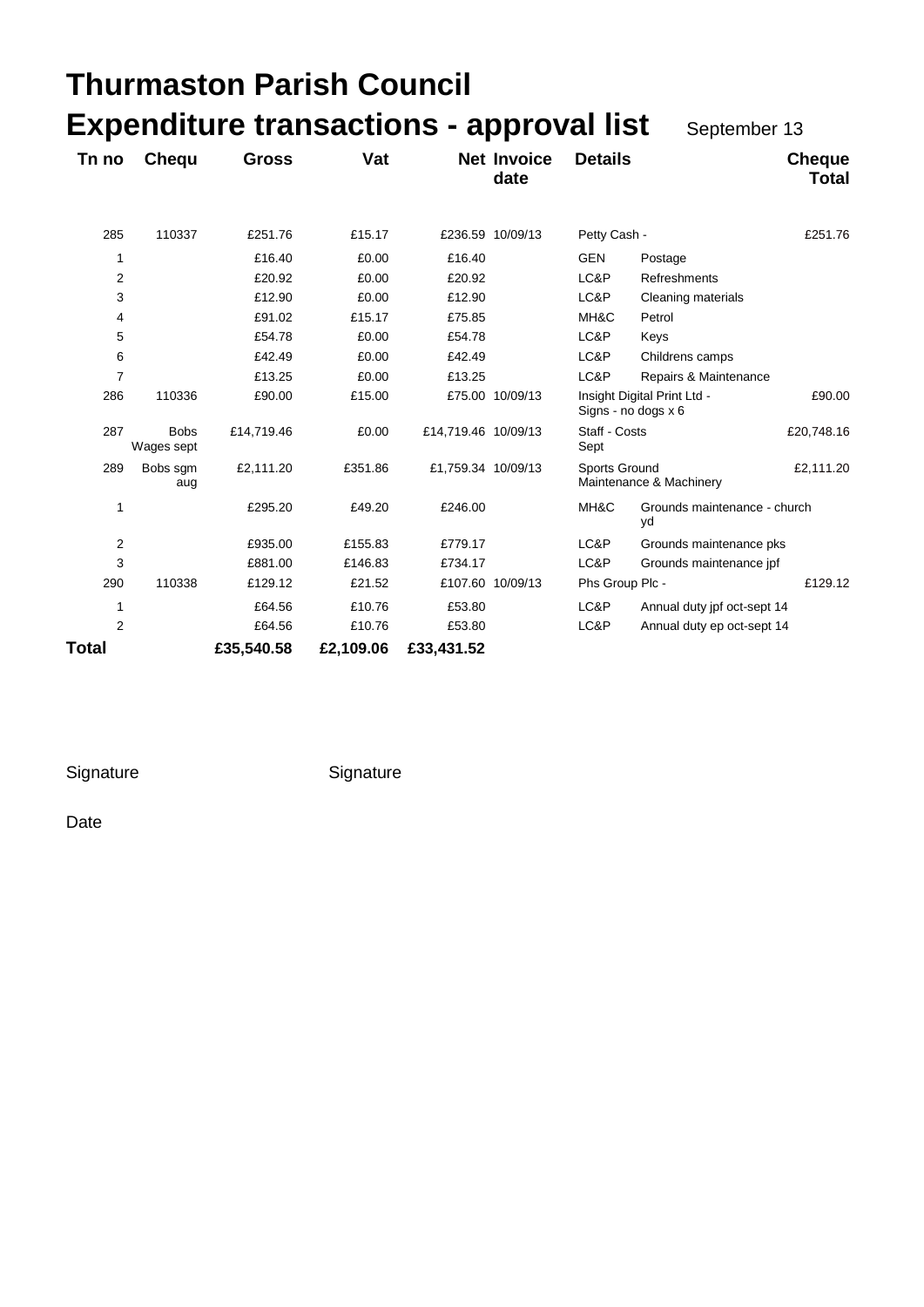# Thurmaston Parish Council

## Expenditure transactions - approval list

September 13

| Tn no | Chequ | Gross | Vat | Net | Invoice date | Details | | Cheque Total |
|---|---|---|---|---|---|---|---|---|
| 285 | 110337 | £251.76 | £15.17 | £236.59 | 10/09/13 | Petty Cash - | | £251.76 |
| 1 | | £16.40 | £0.00 | £16.40 | | GEN | Postage | |
| 2 | | £20.92 | £0.00 | £20.92 | | LC&P | Refreshments | |
| 3 | | £12.90 | £0.00 | £12.90 | | LC&P | Cleaning materials | |
| 4 | | £91.02 | £15.17 | £75.85 | | MH&C | Petrol | |
| 5 | | £54.78 | £0.00 | £54.78 | | LC&P | Keys | |
| 6 | | £42.49 | £0.00 | £42.49 | | LC&P | Childrens camps | |
| 7 | | £13.25 | £0.00 | £13.25 | | LC&P | Repairs & Maintenance | |
| 286 | 110336 | £90.00 | £15.00 | £75.00 | 10/09/13 | Insight Digital Print Ltd - Signs - no dogs x 6 | | £90.00 |
| 287 | Bobs Wages sept | £14,719.46 | £0.00 | £14,719.46 | 10/09/13 | Staff - Costs Sept | | £20,748.16 |
| 289 | Bobs sgm aug | £2,111.20 | £351.86 | £1,759.34 | 10/09/13 | Sports Ground Maintenance & Machinery | | £2,111.20 |
| 1 | | £295.20 | £49.20 | £246.00 | | MH&C | Grounds maintenance - church yd | |
| 2 | | £935.00 | £155.83 | £779.17 | | LC&P | Grounds maintenance pks | |
| 3 | | £881.00 | £146.83 | £734.17 | | LC&P | Grounds maintenance jpf | |
| 290 | 110338 | £129.12 | £21.52 | £107.60 | 10/09/13 | Phs Group Plc - | | £129.12 |
| 1 | | £64.56 | £10.76 | £53.80 | | LC&P | Annual duty jpf oct-sept 14 | |
| 2 | | £64.56 | £10.76 | £53.80 | | LC&P | Annual duty ep oct-sept 14 | |
| **Total** | | **£35,540.58** | **£2,109.06** | **£33,431.52** | | | | |

Signature

Signature

Date